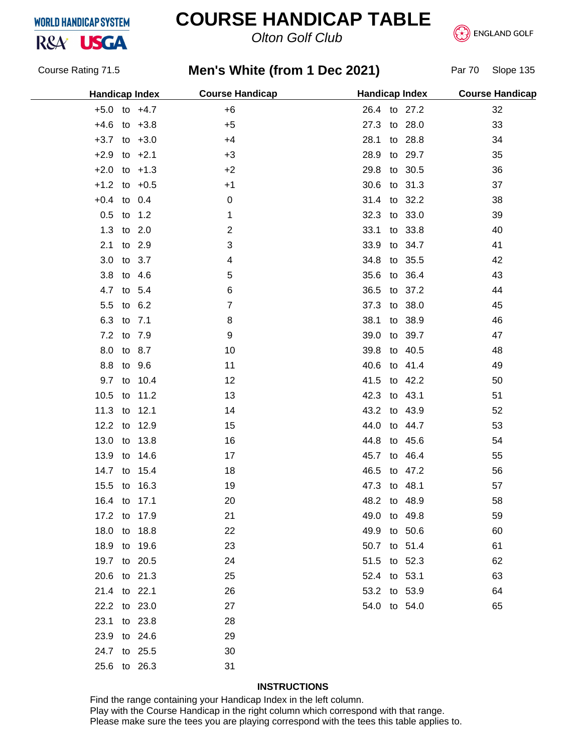WORLD HANDICAP SYSTEM

R&A USGA

# COURSE HANDICAP TABLE

*Olton Golf Club*

ENGLAND GOLF

Course Rating 71.5

## Men's White (from 1 Dec 2021)

Par 70 Slope 135

| Handicap Index | Course Handicap | Handicap Index | Course Handicap |
|---|---|---|---|
| +5.0 to +4.7 | +6 | 26.4 to 27.2 | 32 |
| +4.6 to +3.8 | +5 | 27.3 to 28.0 | 33 |
| +3.7 to +3.0 | +4 | 28.1 to 28.8 | 34 |
| +2.9 to +2.1 | +3 | 28.9 to 29.7 | 35 |
| +2.0 to +1.3 | +2 | 29.8 to 30.5 | 36 |
| +1.2 to +0.5 | +1 | 30.6 to 31.3 | 37 |
| +0.4 to 0.4 | 0 | 31.4 to 32.2 | 38 |
| 0.5 to 1.2 | 1 | 32.3 to 33.0 | 39 |
| 1.3 to 2.0 | 2 | 33.1 to 33.8 | 40 |
| 2.1 to 2.9 | 3 | 33.9 to 34.7 | 41 |
| 3.0 to 3.7 | 4 | 34.8 to 35.5 | 42 |
| 3.8 to 4.6 | 5 | 35.6 to 36.4 | 43 |
| 4.7 to 5.4 | 6 | 36.5 to 37.2 | 44 |
| 5.5 to 6.2 | 7 | 37.3 to 38.0 | 45 |
| 6.3 to 7.1 | 8 | 38.1 to 38.9 | 46 |
| 7.2 to 7.9 | 9 | 39.0 to 39.7 | 47 |
| 8.0 to 8.7 | 10 | 39.8 to 40.5 | 48 |
| 8.8 to 9.6 | 11 | 40.6 to 41.4 | 49 |
| 9.7 to 10.4 | 12 | 41.5 to 42.2 | 50 |
| 10.5 to 11.2 | 13 | 42.3 to 43.1 | 51 |
| 11.3 to 12.1 | 14 | 43.2 to 43.9 | 52 |
| 12.2 to 12.9 | 15 | 44.0 to 44.7 | 53 |
| 13.0 to 13.8 | 16 | 44.8 to 45.6 | 54 |
| 13.9 to 14.6 | 17 | 45.7 to 46.4 | 55 |
| 14.7 to 15.4 | 18 | 46.5 to 47.2 | 56 |
| 15.5 to 16.3 | 19 | 47.3 to 48.1 | 57 |
| 16.4 to 17.1 | 20 | 48.2 to 48.9 | 58 |
| 17.2 to 17.9 | 21 | 49.0 to 49.8 | 59 |
| 18.0 to 18.8 | 22 | 49.9 to 50.6 | 60 |
| 18.9 to 19.6 | 23 | 50.7 to 51.4 | 61 |
| 19.7 to 20.5 | 24 | 51.5 to 52.3 | 62 |
| 20.6 to 21.3 | 25 | 52.4 to 53.1 | 63 |
| 21.4 to 22.1 | 26 | 53.2 to 53.9 | 64 |
| 22.2 to 23.0 | 27 | 54.0 to 54.0 | 65 |
| 23.1 to 23.8 | 28 | | |
| 23.9 to 24.6 | 29 | | |
| 24.7 to 25.5 | 30 | | |
| 25.6 to 26.3 | 31 | | |

**INSTRUCTIONS**

Find the range containing your Handicap Index in the left column.
Play with the Course Handicap in the right column which correspond with that range.
Please make sure the tees you are playing correspond with the tees this table applies to.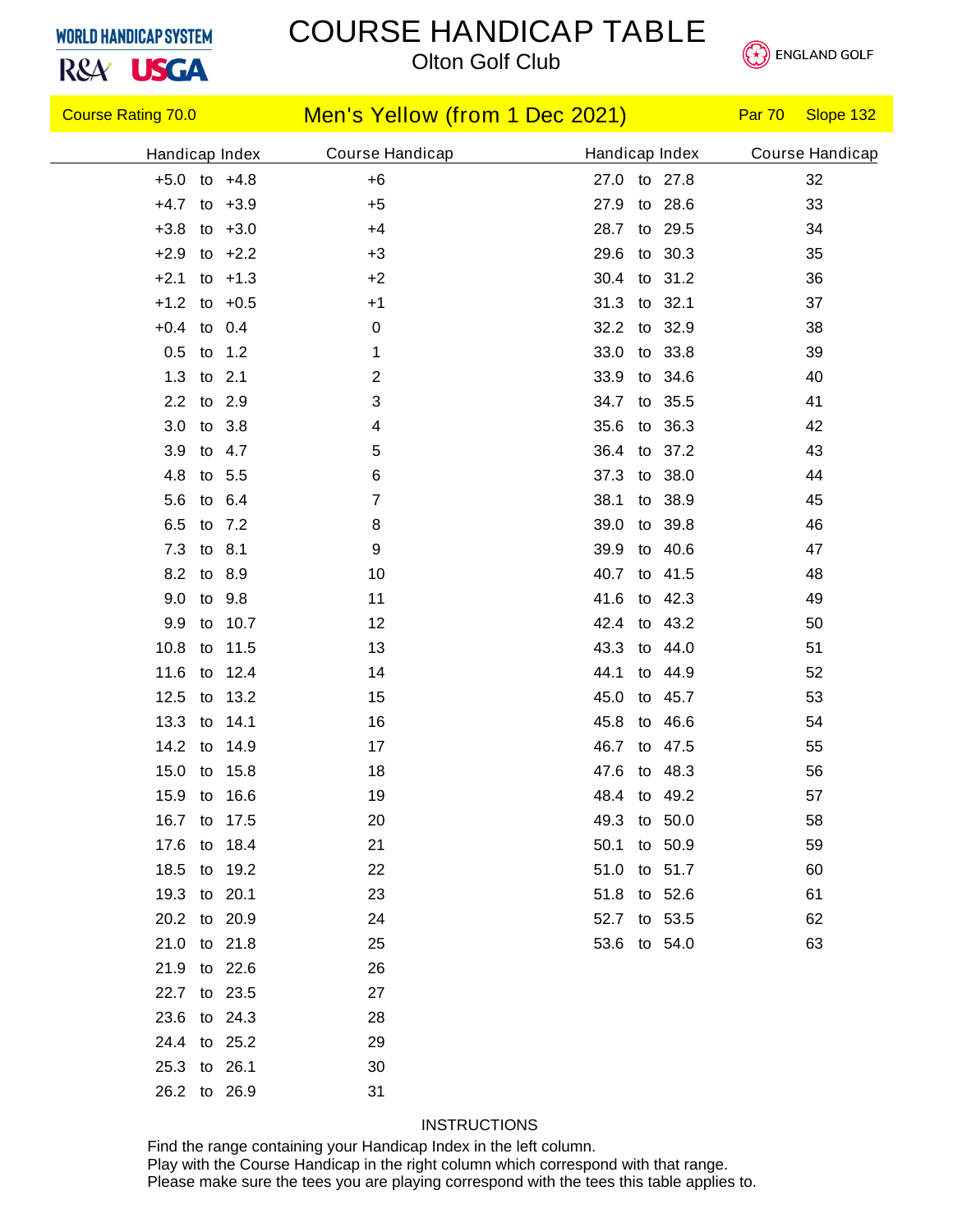WORLD HANDICAP SYSTEM

R&A USGA

# COURSE HANDICAP TABLE

## Olton Golf Club

ENGLAND GOLF

Course Rating 70.0 | **Men's Yellow (from 1 Dec 2021)** | Par 70 | Slope 132

| Handicap Index | Course Handicap | Handicap Index | Course Handicap |
|---|---|---|---|
| +5.0 to +4.8 | +6 | 27.0 to 27.8 | 32 |
| +4.7 to +3.9 | +5 | 27.9 to 28.6 | 33 |
| +3.8 to +3.0 | +4 | 28.7 to 29.5 | 34 |
| +2.9 to +2.2 | +3 | 29.6 to 30.3 | 35 |
| +2.1 to +1.3 | +2 | 30.4 to 31.2 | 36 |
| +1.2 to +0.5 | +1 | 31.3 to 32.1 | 37 |
| +0.4 to 0.4 | 0 | 32.2 to 32.9 | 38 |
| 0.5 to 1.2 | 1 | 33.0 to 33.8 | 39 |
| 1.3 to 2.1 | 2 | 33.9 to 34.6 | 40 |
| 2.2 to 2.9 | 3 | 34.7 to 35.5 | 41 |
| 3.0 to 3.8 | 4 | 35.6 to 36.3 | 42 |
| 3.9 to 4.7 | 5 | 36.4 to 37.2 | 43 |
| 4.8 to 5.5 | 6 | 37.3 to 38.0 | 44 |
| 5.6 to 6.4 | 7 | 38.1 to 38.9 | 45 |
| 6.5 to 7.2 | 8 | 39.0 to 39.8 | 46 |
| 7.3 to 8.1 | 9 | 39.9 to 40.6 | 47 |
| 8.2 to 8.9 | 10 | 40.7 to 41.5 | 48 |
| 9.0 to 9.8 | 11 | 41.6 to 42.3 | 49 |
| 9.9 to 10.7 | 12 | 42.4 to 43.2 | 50 |
| 10.8 to 11.5 | 13 | 43.3 to 44.0 | 51 |
| 11.6 to 12.4 | 14 | 44.1 to 44.9 | 52 |
| 12.5 to 13.2 | 15 | 45.0 to 45.7 | 53 |
| 13.3 to 14.1 | 16 | 45.8 to 46.6 | 54 |
| 14.2 to 14.9 | 17 | 46.7 to 47.5 | 55 |
| 15.0 to 15.8 | 18 | 47.6 to 48.3 | 56 |
| 15.9 to 16.6 | 19 | 48.4 to 49.2 | 57 |
| 16.7 to 17.5 | 20 | 49.3 to 50.0 | 58 |
| 17.6 to 18.4 | 21 | 50.1 to 50.9 | 59 |
| 18.5 to 19.2 | 22 | 51.0 to 51.7 | 60 |
| 19.3 to 20.1 | 23 | 51.8 to 52.6 | 61 |
| 20.2 to 20.9 | 24 | 52.7 to 53.5 | 62 |
| 21.0 to 21.8 | 25 | 53.6 to 54.0 | 63 |
| 21.9 to 22.6 | 26 | | |
| 22.7 to 23.5 | 27 | | |
| 23.6 to 24.3 | 28 | | |
| 24.4 to 25.2 | 29 | | |
| 25.3 to 26.1 | 30 | | |
| 26.2 to 26.9 | 31 | | |

INSTRUCTIONS

Find the range containing your Handicap Index in the left column.
Play with the Course Handicap in the right column which correspond with that range.
Please make sure the tees you are playing correspond with the tees this table applies to.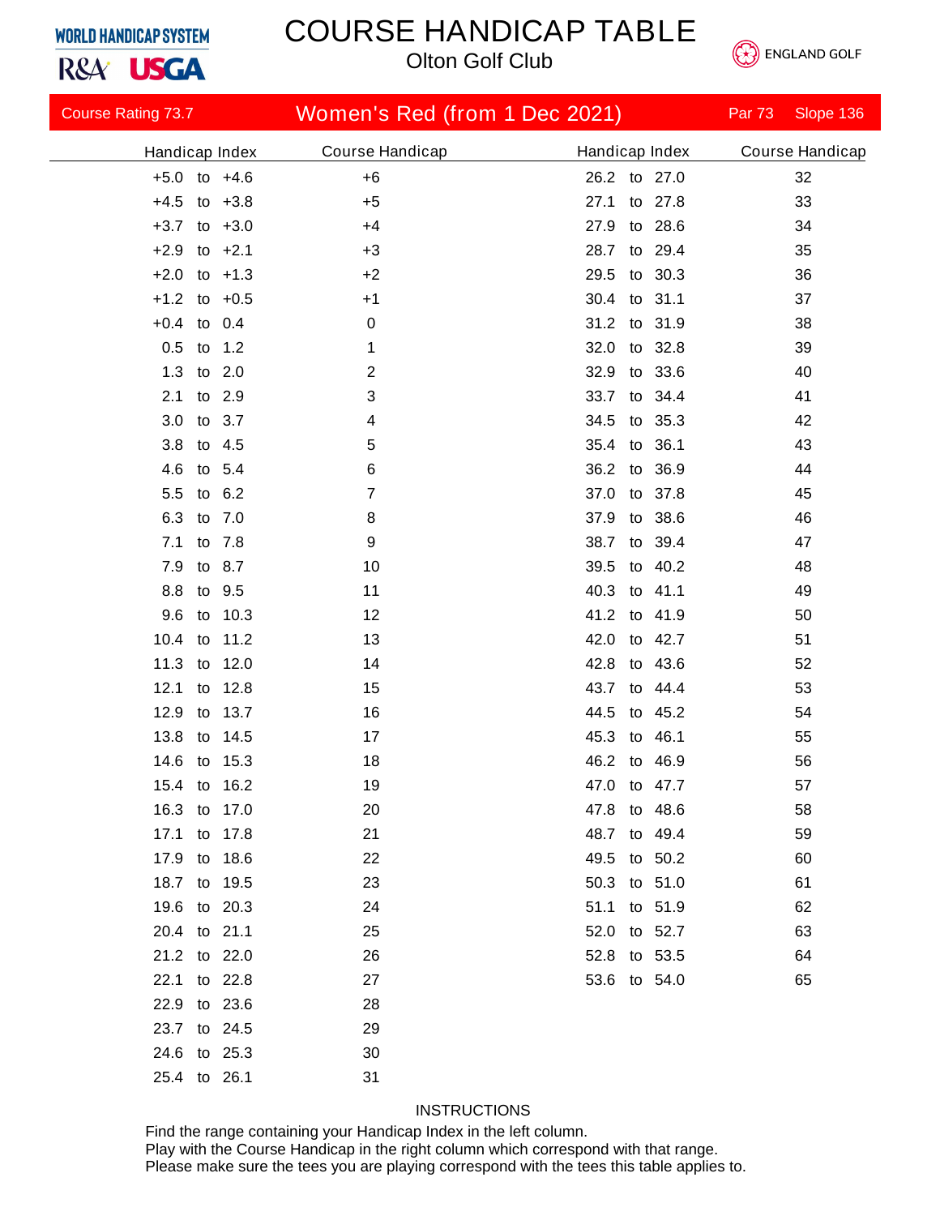WORLD HANDICAP SYSTEM
R&A USGA

# COURSE HANDICAP TABLE

Olton Golf Club

ENGLAND GOLF

Course Rating 73.7 | **Women's Red (from 1 Dec 2021)** | Par 73 | Slope 136

| Handicap Index | Course Handicap | Handicap Index | Course Handicap |
|---|---|---|---|
| +5.0 to +4.6 | +6 | 26.2 to 27.0 | 32 |
| +4.5 to +3.8 | +5 | 27.1 to 27.8 | 33 |
| +3.7 to +3.0 | +4 | 27.9 to 28.6 | 34 |
| +2.9 to +2.1 | +3 | 28.7 to 29.4 | 35 |
| +2.0 to +1.3 | +2 | 29.5 to 30.3 | 36 |
| +1.2 to +0.5 | +1 | 30.4 to 31.1 | 37 |
| +0.4 to 0.4 | 0 | 31.2 to 31.9 | 38 |
| 0.5 to 1.2 | 1 | 32.0 to 32.8 | 39 |
| 1.3 to 2.0 | 2 | 32.9 to 33.6 | 40 |
| 2.1 to 2.9 | 3 | 33.7 to 34.4 | 41 |
| 3.0 to 3.7 | 4 | 34.5 to 35.3 | 42 |
| 3.8 to 4.5 | 5 | 35.4 to 36.1 | 43 |
| 4.6 to 5.4 | 6 | 36.2 to 36.9 | 44 |
| 5.5 to 6.2 | 7 | 37.0 to 37.8 | 45 |
| 6.3 to 7.0 | 8 | 37.9 to 38.6 | 46 |
| 7.1 to 7.8 | 9 | 38.7 to 39.4 | 47 |
| 7.9 to 8.7 | 10 | 39.5 to 40.2 | 48 |
| 8.8 to 9.5 | 11 | 40.3 to 41.1 | 49 |
| 9.6 to 10.3 | 12 | 41.2 to 41.9 | 50 |
| 10.4 to 11.2 | 13 | 42.0 to 42.7 | 51 |
| 11.3 to 12.0 | 14 | 42.8 to 43.6 | 52 |
| 12.1 to 12.8 | 15 | 43.7 to 44.4 | 53 |
| 12.9 to 13.7 | 16 | 44.5 to 45.2 | 54 |
| 13.8 to 14.5 | 17 | 45.3 to 46.1 | 55 |
| 14.6 to 15.3 | 18 | 46.2 to 46.9 | 56 |
| 15.4 to 16.2 | 19 | 47.0 to 47.7 | 57 |
| 16.3 to 17.0 | 20 | 47.8 to 48.6 | 58 |
| 17.1 to 17.8 | 21 | 48.7 to 49.4 | 59 |
| 17.9 to 18.6 | 22 | 49.5 to 50.2 | 60 |
| 18.7 to 19.5 | 23 | 50.3 to 51.0 | 61 |
| 19.6 to 20.3 | 24 | 51.1 to 51.9 | 62 |
| 20.4 to 21.1 | 25 | 52.0 to 52.7 | 63 |
| 21.2 to 22.0 | 26 | 52.8 to 53.5 | 64 |
| 22.1 to 22.8 | 27 | 53.6 to 54.0 | 65 |
| 22.9 to 23.6 | 28 | | |
| 23.7 to 24.5 | 29 | | |
| 24.6 to 25.3 | 30 | | |
| 25.4 to 26.1 | 31 | | |

INSTRUCTIONS

Find the range containing your Handicap Index in the left column.
Play with the Course Handicap in the right column which correspond with that range.
Please make sure the tees you are playing correspond with the tees this table applies to.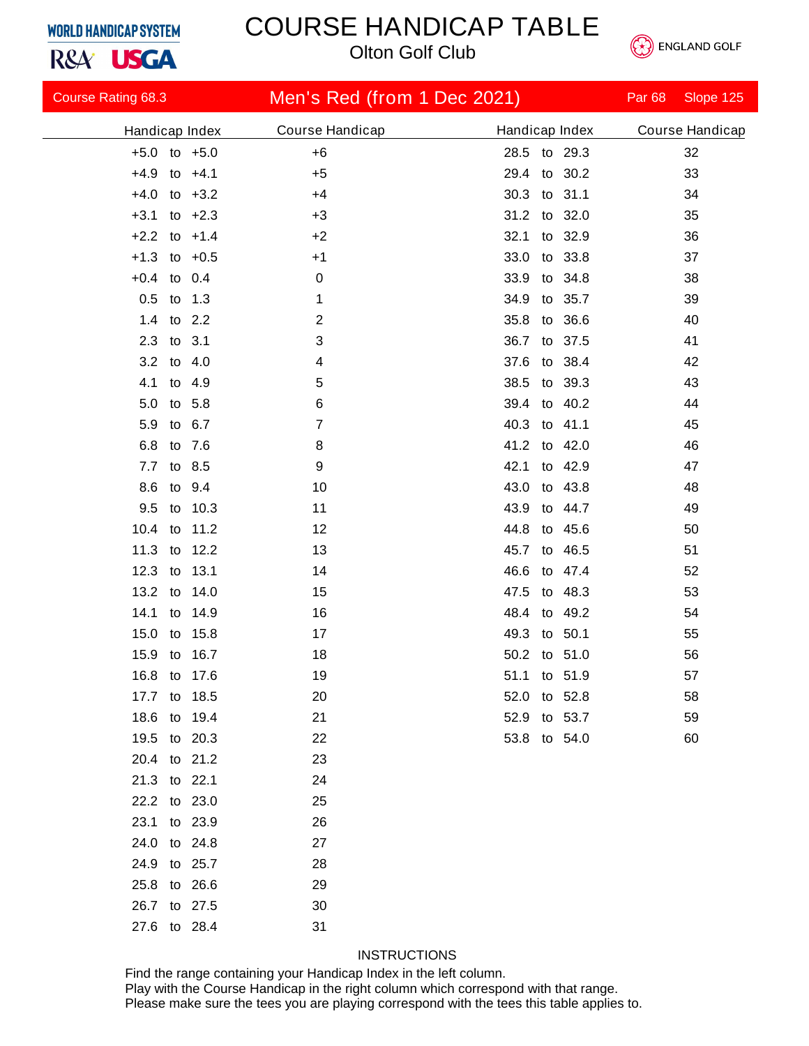WORLD HANDICAP SYSTEM
R&A USGA

# COURSE HANDICAP TABLE

## Olton Golf Club

ENGLAND GOLF

**Course Rating 68.3 — Men's Red (from 1 Dec 2021) — Par 68 — Slope 125**

| Handicap Index | | | Course Handicap | Handicap Index | | | Course Handicap |
|---|---|---|---|---|---|---|---|
| +5.0 | to | +5.0 | +6 | 28.5 | to | 29.3 | 32 |
| +4.9 | to | +4.1 | +5 | 29.4 | to | 30.2 | 33 |
| +4.0 | to | +3.2 | +4 | 30.3 | to | 31.1 | 34 |
| +3.1 | to | +2.3 | +3 | 31.2 | to | 32.0 | 35 |
| +2.2 | to | +1.4 | +2 | 32.1 | to | 32.9 | 36 |
| +1.3 | to | +0.5 | +1 | 33.0 | to | 33.8 | 37 |
| +0.4 | to | 0.4 | 0 | 33.9 | to | 34.8 | 38 |
| 0.5 | to | 1.3 | 1 | 34.9 | to | 35.7 | 39 |
| 1.4 | to | 2.2 | 2 | 35.8 | to | 36.6 | 40 |
| 2.3 | to | 3.1 | 3 | 36.7 | to | 37.5 | 41 |
| 3.2 | to | 4.0 | 4 | 37.6 | to | 38.4 | 42 |
| 4.1 | to | 4.9 | 5 | 38.5 | to | 39.3 | 43 |
| 5.0 | to | 5.8 | 6 | 39.4 | to | 40.2 | 44 |
| 5.9 | to | 6.7 | 7 | 40.3 | to | 41.1 | 45 |
| 6.8 | to | 7.6 | 8 | 41.2 | to | 42.0 | 46 |
| 7.7 | to | 8.5 | 9 | 42.1 | to | 42.9 | 47 |
| 8.6 | to | 9.4 | 10 | 43.0 | to | 43.8 | 48 |
| 9.5 | to | 10.3 | 11 | 43.9 | to | 44.7 | 49 |
| 10.4 | to | 11.2 | 12 | 44.8 | to | 45.6 | 50 |
| 11.3 | to | 12.2 | 13 | 45.7 | to | 46.5 | 51 |
| 12.3 | to | 13.1 | 14 | 46.6 | to | 47.4 | 52 |
| 13.2 | to | 14.0 | 15 | 47.5 | to | 48.3 | 53 |
| 14.1 | to | 14.9 | 16 | 48.4 | to | 49.2 | 54 |
| 15.0 | to | 15.8 | 17 | 49.3 | to | 50.1 | 55 |
| 15.9 | to | 16.7 | 18 | 50.2 | to | 51.0 | 56 |
| 16.8 | to | 17.6 | 19 | 51.1 | to | 51.9 | 57 |
| 17.7 | to | 18.5 | 20 | 52.0 | to | 52.8 | 58 |
| 18.6 | to | 19.4 | 21 | 52.9 | to | 53.7 | 59 |
| 19.5 | to | 20.3 | 22 | 53.8 | to | 54.0 | 60 |
| 20.4 | to | 21.2 | 23 | | | | |
| 21.3 | to | 22.1 | 24 | | | | |
| 22.2 | to | 23.0 | 25 | | | | |
| 23.1 | to | 23.9 | 26 | | | | |
| 24.0 | to | 24.8 | 27 | | | | |
| 24.9 | to | 25.7 | 28 | | | | |
| 25.8 | to | 26.6 | 29 | | | | |
| 26.7 | to | 27.5 | 30 | | | | |
| 27.6 | to | 28.4 | 31 | | | | |

### INSTRUCTIONS

Find the range containing your Handicap Index in the left column.
Play with the Course Handicap in the right column which correspond with that range.
Please make sure the tees you are playing correspond with the tees this table applies to.